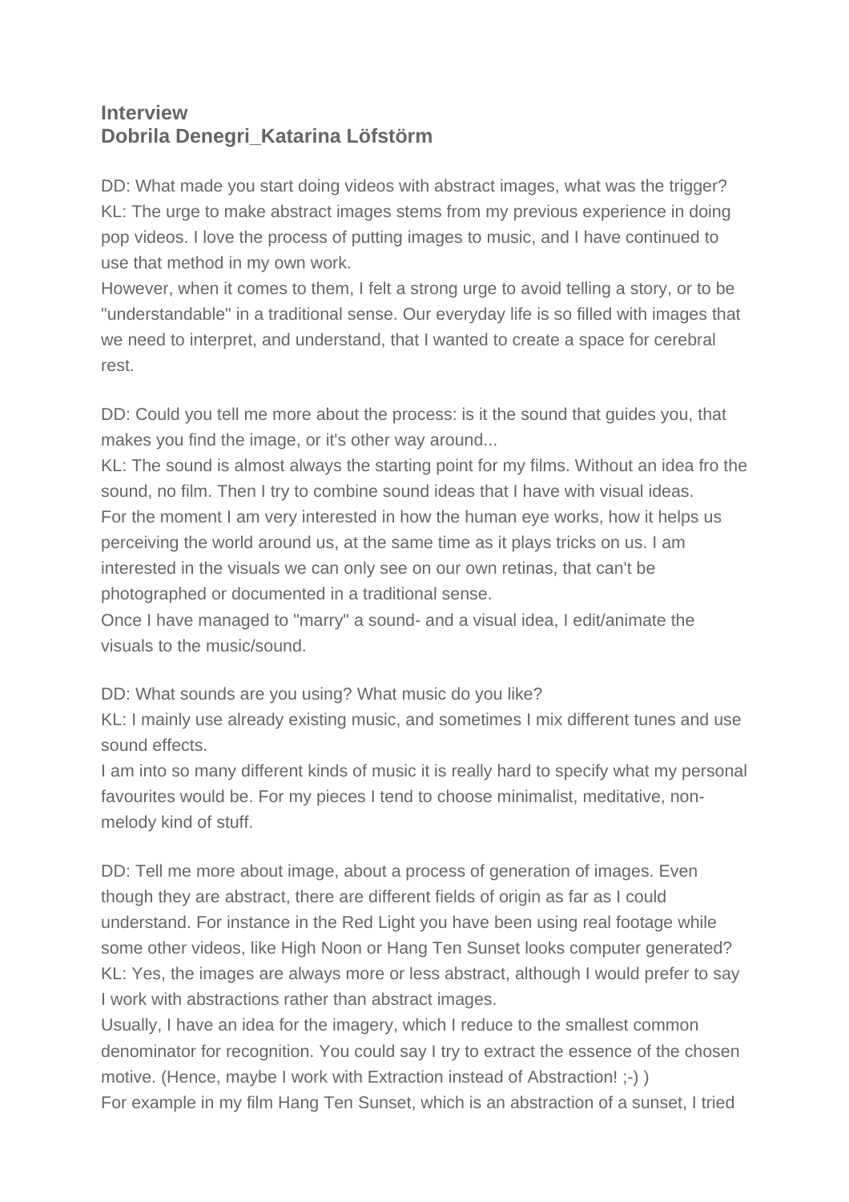**Interview**
**Dobrila Denegri_Katarina Löfstörm**

DD: What made you start doing videos with abstract images, what was the trigger?
KL: The urge to make abstract images stems from my previous experience in doing pop videos. I love the process of putting images to music, and I have continued to use that method in my own work.
However, when it comes to them, I felt a strong urge to avoid telling a story, or to be "understandable" in a traditional sense. Our everyday life is so filled with images that we need to interpret, and understand, that I wanted to create a space for cerebral rest.

DD: Could you tell me more about the process: is it the sound that guides you, that makes you find the image, or it's other way around...
KL: The sound is almost always the starting point for my films. Without an idea fro the sound, no film. Then I try to combine sound ideas that I have with visual ideas.
For the moment I am very interested in how the human eye works, how it helps us perceiving the world around us, at the same time as it plays tricks on us. I am interested in the visuals we can only see on our own retinas, that can't be photographed or documented in a traditional sense.
Once I have managed to "marry" a sound- and a visual idea, I edit/animate the visuals to the music/sound.

DD: What sounds are you using? What music do you like?
KL: I mainly use already existing music, and sometimes I mix different tunes and use sound effects.
I am into so many different kinds of music it is really hard to specify what my personal favourites would be. For my pieces I tend to choose minimalist, meditative, non-melody kind of stuff.

DD: Tell me more about image, about a process of generation of images. Even though they are abstract, there are different fields of origin as far as I could understand. For instance in the Red Light you have been using real footage while some other videos, like High Noon or Hang Ten Sunset looks computer generated?
KL: Yes, the images are always more or less abstract, although I would prefer to say I work with abstractions rather than abstract images.
Usually, I have an idea for the imagery, which I reduce to the smallest common denominator for recognition. You could say I try to extract the essence of the chosen motive. (Hence, maybe I work with Extraction instead of Abstraction! ;-) )
For example in my film Hang Ten Sunset, which is an abstraction of a sunset, I tried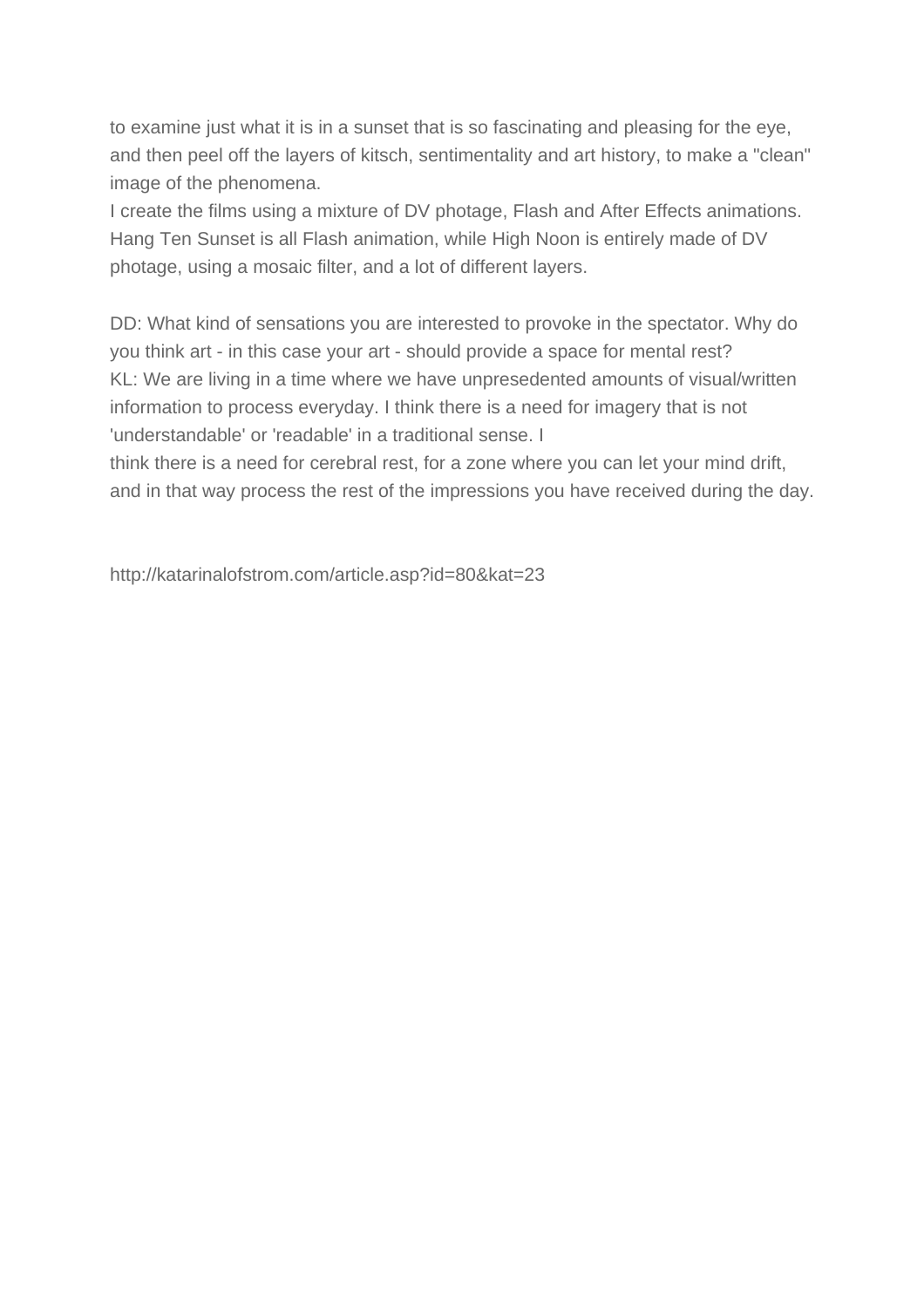to examine just what it is in a sunset that is so fascinating and pleasing for the eye, and then peel off the layers of kitsch, sentimentality and art history, to make a "clean" image of the phenomena.
I create the films using a mixture of DV photage, Flash and After Effects animations. Hang Ten Sunset is all Flash animation, while High Noon is entirely made of DV photage, using a mosaic filter, and a lot of different layers.

DD: What kind of sensations you are interested to provoke in the spectator. Why do you think art - in this case your art - should provide a space for mental rest?
KL: We are living in a time where we have unpresedented amounts of visual/written information to process everyday. I think there is a need for imagery that is not 'understandable' or 'readable' in a traditional sense. I
think there is a need for cerebral rest, for a zone where you can let your mind drift, and in that way process the rest of the impressions you have received during the day.

http://katarinalofstrom.com/article.asp?id=80&kat=23